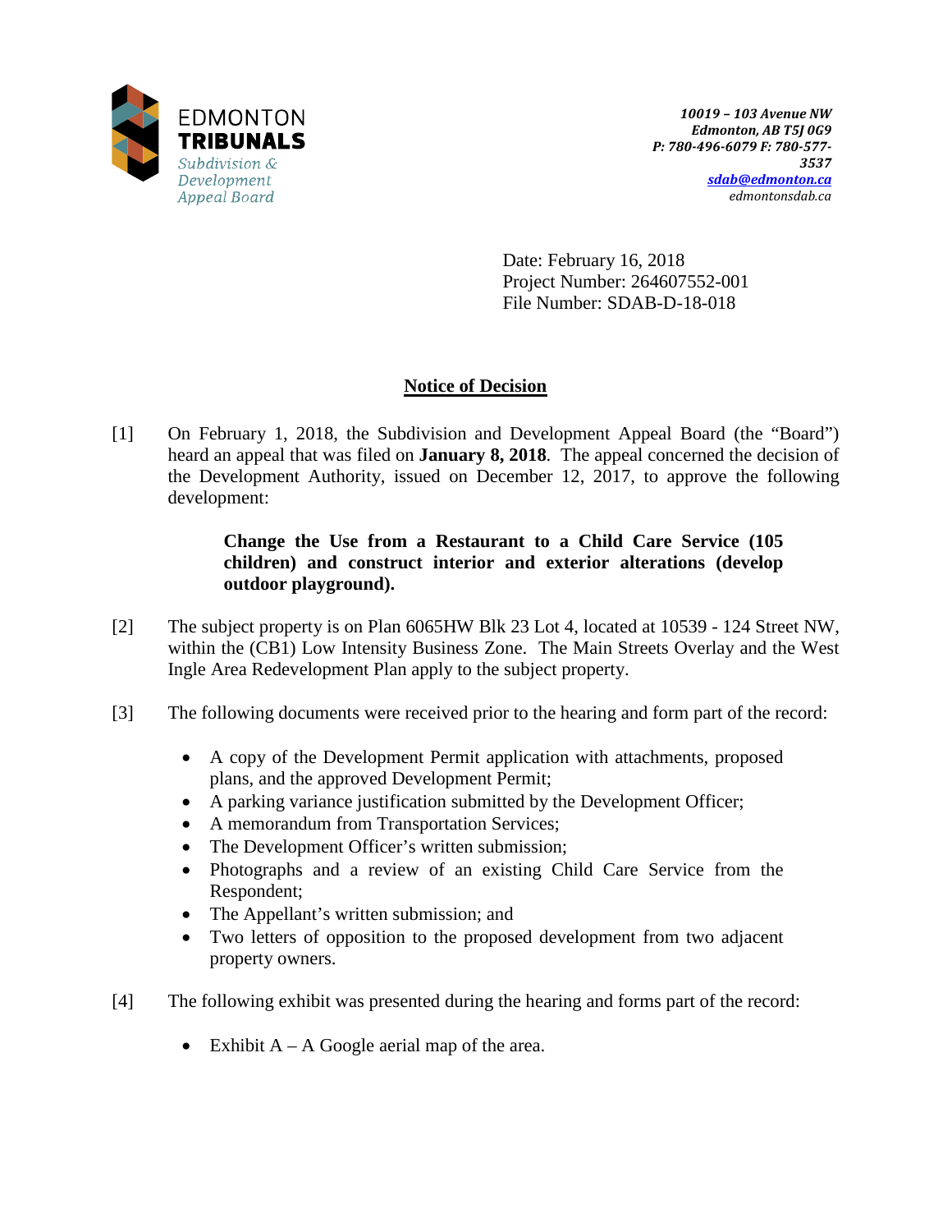EDMONTON
**TRIBUNALS**
*Subdivision & Development Appeal Board*

***10019 – 103 Avenue NW***
***Edmonton, AB T5J 0G9***
***P: 780-496-6079 F: 780-577-3537***
***sdab@edmonton.ca***
*edmontonsdab.ca*

Date: February 16, 2018
Project Number: 264607552-001
File Number: SDAB-D-18-018

## Notice of Decision

[1] On February 1, 2018, the Subdivision and Development Appeal Board (the "Board") heard an appeal that was filed on **January 8, 2018**. The appeal concerned the decision of the Development Authority, issued on December 12, 2017, to approve the following development:

> **Change the Use from a Restaurant to a Child Care Service (105 children) and construct interior and exterior alterations (develop outdoor playground).**

[2] The subject property is on Plan 6065HW Blk 23 Lot 4, located at 10539 - 124 Street NW, within the (CB1) Low Intensity Business Zone. The Main Streets Overlay and the West Ingle Area Redevelopment Plan apply to the subject property.

[3] The following documents were received prior to the hearing and form part of the record:

- A copy of the Development Permit application with attachments, proposed plans, and the approved Development Permit;
- A parking variance justification submitted by the Development Officer;
- A memorandum from Transportation Services;
- The Development Officer's written submission;
- Photographs and a review of an existing Child Care Service from the Respondent;
- The Appellant's written submission; and
- Two letters of opposition to the proposed development from two adjacent property owners.

[4] The following exhibit was presented during the hearing and forms part of the record:

- Exhibit A – A Google aerial map of the area.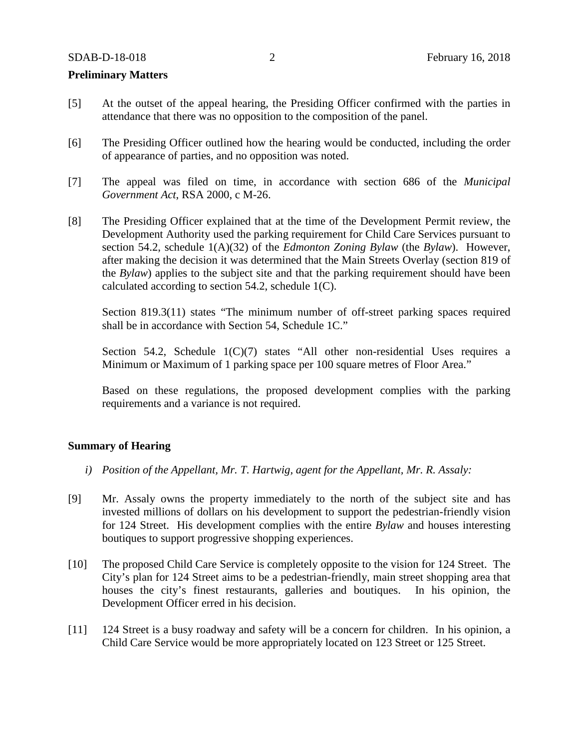**Preliminary Matters**

[5] At the outset of the appeal hearing, the Presiding Officer confirmed with the parties in attendance that there was no opposition to the composition of the panel.

[6] The Presiding Officer outlined how the hearing would be conducted, including the order of appearance of parties, and no opposition was noted.

[7] The appeal was filed on time, in accordance with section 686 of the *Municipal Government Act*, RSA 2000, c M-26.

[8] The Presiding Officer explained that at the time of the Development Permit review, the Development Authority used the parking requirement for Child Care Services pursuant to section 54.2, schedule 1(A)(32) of the *Edmonton Zoning Bylaw* (the *Bylaw*). However, after making the decision it was determined that the Main Streets Overlay (section 819 of the *Bylaw*) applies to the subject site and that the parking requirement should have been calculated according to section 54.2, schedule 1(C).

Section 819.3(11) states "The minimum number of off-street parking spaces required shall be in accordance with Section 54, Schedule 1C."

Section 54.2, Schedule 1(C)(7) states "All other non-residential Uses requires a Minimum or Maximum of 1 parking space per 100 square metres of Floor Area."

Based on these regulations, the proposed development complies with the parking requirements and a variance is not required.

**Summary of Hearing**

*i) Position of the Appellant, Mr. T. Hartwig, agent for the Appellant, Mr. R. Assaly:*

[9] Mr. Assaly owns the property immediately to the north of the subject site and has invested millions of dollars on his development to support the pedestrian-friendly vision for 124 Street. His development complies with the entire *Bylaw* and houses interesting boutiques to support progressive shopping experiences.

[10] The proposed Child Care Service is completely opposite to the vision for 124 Street. The City's plan for 124 Street aims to be a pedestrian-friendly, main street shopping area that houses the city's finest restaurants, galleries and boutiques. In his opinion, the Development Officer erred in his decision.

[11] 124 Street is a busy roadway and safety will be a concern for children. In his opinion, a Child Care Service would be more appropriately located on 123 Street or 125 Street.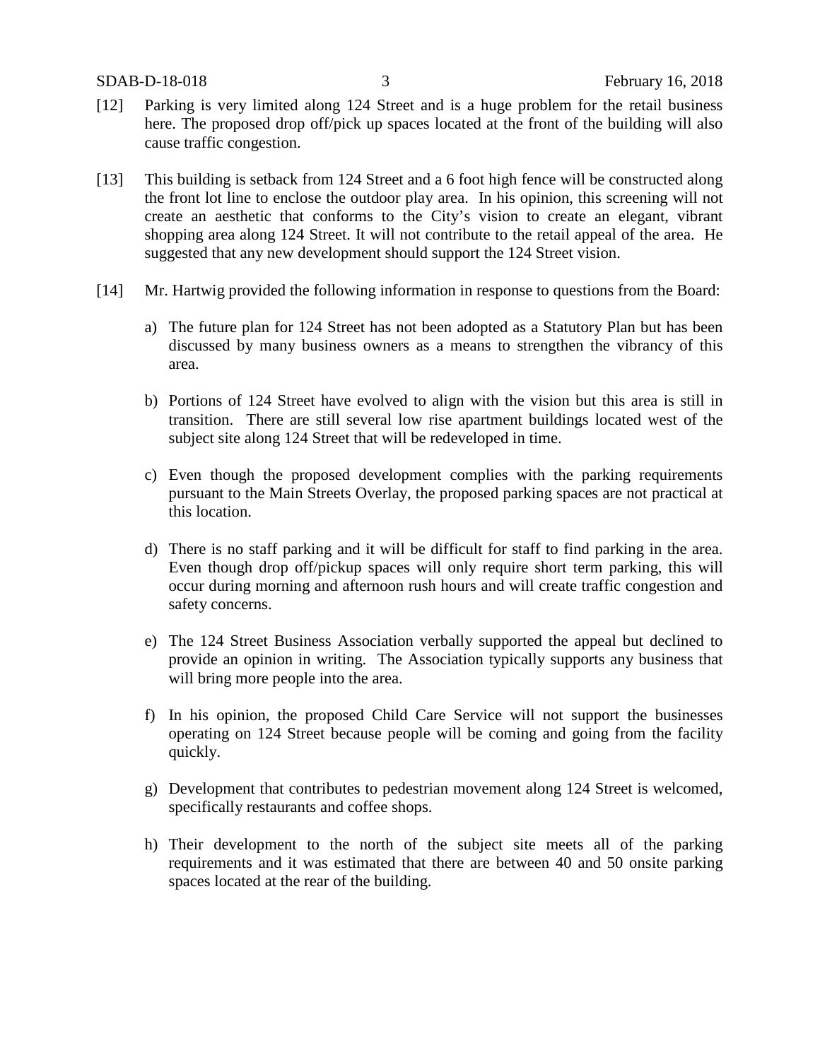[12] Parking is very limited along 124 Street and is a huge problem for the retail business here. The proposed drop off/pick up spaces located at the front of the building will also cause traffic congestion.

[13] This building is setback from 124 Street and a 6 foot high fence will be constructed along the front lot line to enclose the outdoor play area. In his opinion, this screening will not create an aesthetic that conforms to the City's vision to create an elegant, vibrant shopping area along 124 Street. It will not contribute to the retail appeal of the area. He suggested that any new development should support the 124 Street vision.

[14] Mr. Hartwig provided the following information in response to questions from the Board:

a) The future plan for 124 Street has not been adopted as a Statutory Plan but has been discussed by many business owners as a means to strengthen the vibrancy of this area.

b) Portions of 124 Street have evolved to align with the vision but this area is still in transition. There are still several low rise apartment buildings located west of the subject site along 124 Street that will be redeveloped in time.

c) Even though the proposed development complies with the parking requirements pursuant to the Main Streets Overlay, the proposed parking spaces are not practical at this location.

d) There is no staff parking and it will be difficult for staff to find parking in the area. Even though drop off/pickup spaces will only require short term parking, this will occur during morning and afternoon rush hours and will create traffic congestion and safety concerns.

e) The 124 Street Business Association verbally supported the appeal but declined to provide an opinion in writing. The Association typically supports any business that will bring more people into the area.

f) In his opinion, the proposed Child Care Service will not support the businesses operating on 124 Street because people will be coming and going from the facility quickly.

g) Development that contributes to pedestrian movement along 124 Street is welcomed, specifically restaurants and coffee shops.

h) Their development to the north of the subject site meets all of the parking requirements and it was estimated that there are between 40 and 50 onsite parking spaces located at the rear of the building.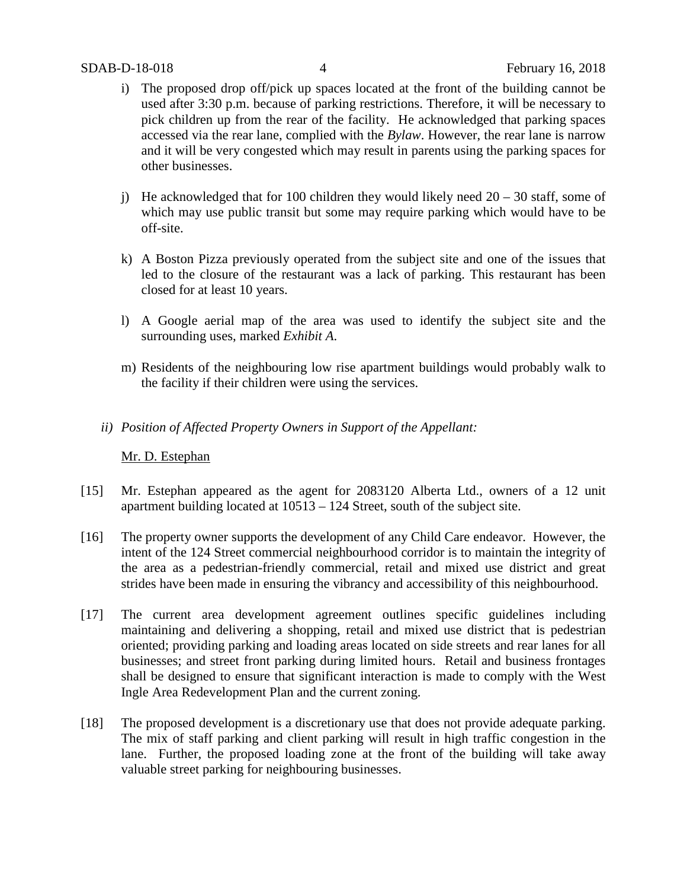i) The proposed drop off/pick up spaces located at the front of the building cannot be used after 3:30 p.m. because of parking restrictions. Therefore, it will be necessary to pick children up from the rear of the facility. He acknowledged that parking spaces accessed via the rear lane, complied with the *Bylaw*. However, the rear lane is narrow and it will be very congested which may result in parents using the parking spaces for other businesses.

j) He acknowledged that for 100 children they would likely need 20 – 30 staff, some of which may use public transit but some may require parking which would have to be off-site.

k) A Boston Pizza previously operated from the subject site and one of the issues that led to the closure of the restaurant was a lack of parking. This restaurant has been closed for at least 10 years.

l) A Google aerial map of the area was used to identify the subject site and the surrounding uses, marked *Exhibit A*.

m) Residents of the neighbouring low rise apartment buildings would probably walk to the facility if their children were using the services.

*ii) Position of Affected Property Owners in Support of the Appellant:*

Mr. D. Estephan

[15] Mr. Estephan appeared as the agent for 2083120 Alberta Ltd., owners of a 12 unit apartment building located at 10513 – 124 Street, south of the subject site.

[16] The property owner supports the development of any Child Care endeavor. However, the intent of the 124 Street commercial neighbourhood corridor is to maintain the integrity of the area as a pedestrian-friendly commercial, retail and mixed use district and great strides have been made in ensuring the vibrancy and accessibility of this neighbourhood.

[17] The current area development agreement outlines specific guidelines including maintaining and delivering a shopping, retail and mixed use district that is pedestrian oriented; providing parking and loading areas located on side streets and rear lanes for all businesses; and street front parking during limited hours. Retail and business frontages shall be designed to ensure that significant interaction is made to comply with the West Ingle Area Redevelopment Plan and the current zoning.

[18] The proposed development is a discretionary use that does not provide adequate parking. The mix of staff parking and client parking will result in high traffic congestion in the lane. Further, the proposed loading zone at the front of the building will take away valuable street parking for neighbouring businesses.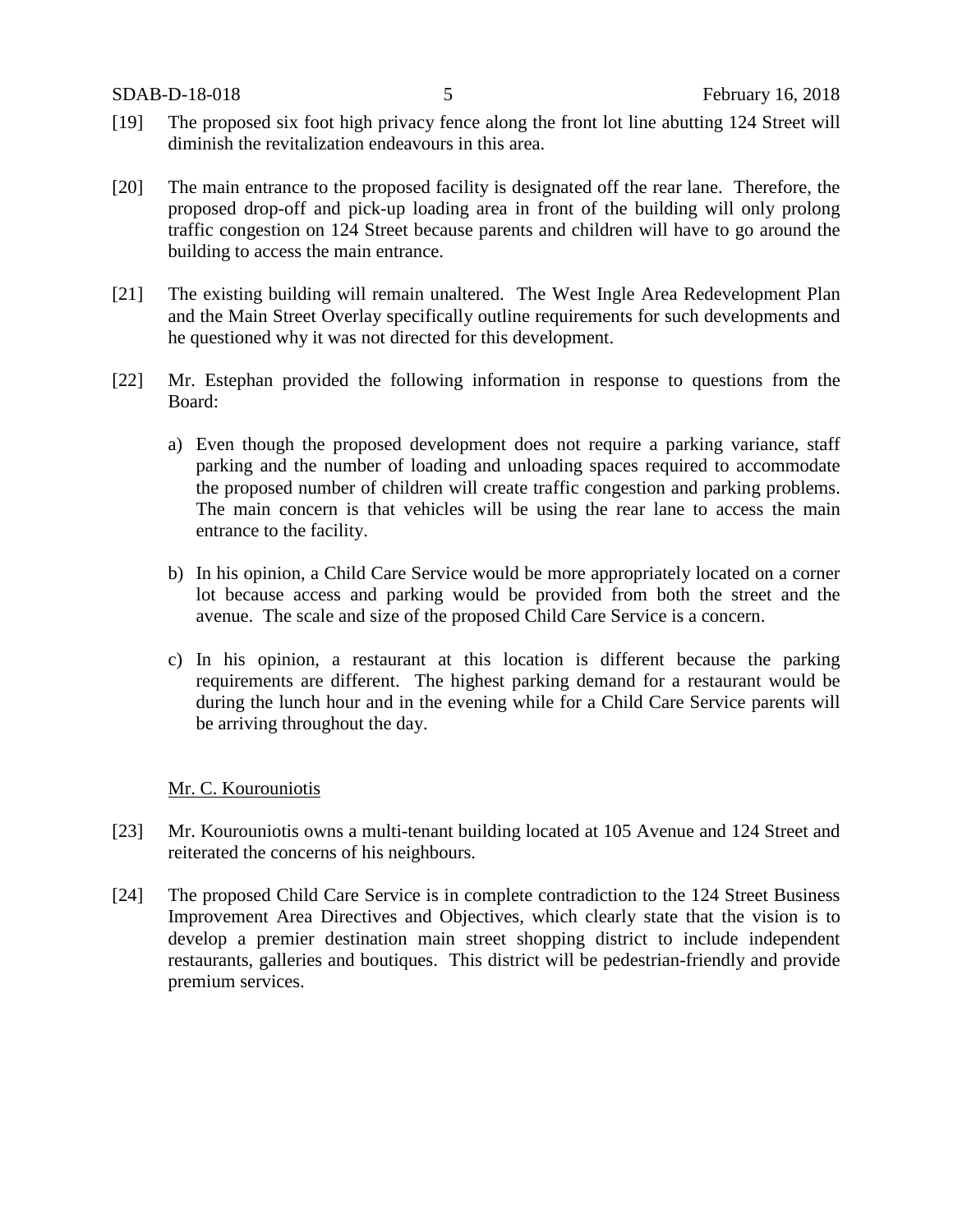[19] The proposed six foot high privacy fence along the front lot line abutting 124 Street will diminish the revitalization endeavours in this area.

[20] The main entrance to the proposed facility is designated off the rear lane. Therefore, the proposed drop-off and pick-up loading area in front of the building will only prolong traffic congestion on 124 Street because parents and children will have to go around the building to access the main entrance.

[21] The existing building will remain unaltered. The West Ingle Area Redevelopment Plan and the Main Street Overlay specifically outline requirements for such developments and he questioned why it was not directed for this development.

[22] Mr. Estephan provided the following information in response to questions from the Board:

a) Even though the proposed development does not require a parking variance, staff parking and the number of loading and unloading spaces required to accommodate the proposed number of children will create traffic congestion and parking problems. The main concern is that vehicles will be using the rear lane to access the main entrance to the facility.

b) In his opinion, a Child Care Service would be more appropriately located on a corner lot because access and parking would be provided from both the street and the avenue. The scale and size of the proposed Child Care Service is a concern.

c) In his opinion, a restaurant at this location is different because the parking requirements are different. The highest parking demand for a restaurant would be during the lunch hour and in the evening while for a Child Care Service parents will be arriving throughout the day.

Mr. C. Kourouniotis

[23] Mr. Kourouniotis owns a multi-tenant building located at 105 Avenue and 124 Street and reiterated the concerns of his neighbours.

[24] The proposed Child Care Service is in complete contradiction to the 124 Street Business Improvement Area Directives and Objectives, which clearly state that the vision is to develop a premier destination main street shopping district to include independent restaurants, galleries and boutiques. This district will be pedestrian-friendly and provide premium services.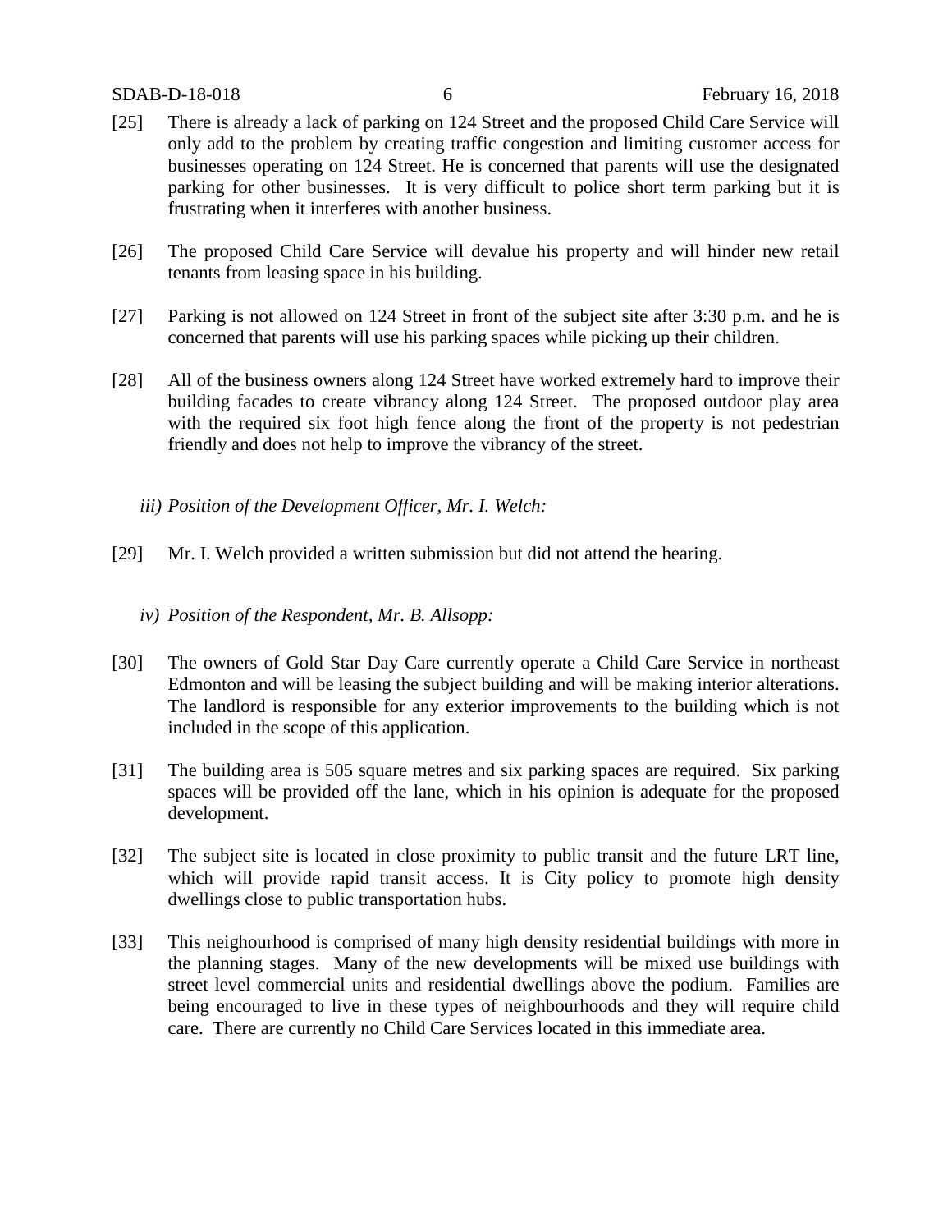[25] There is already a lack of parking on 124 Street and the proposed Child Care Service will only add to the problem by creating traffic congestion and limiting customer access for businesses operating on 124 Street. He is concerned that parents will use the designated parking for other businesses. It is very difficult to police short term parking but it is frustrating when it interferes with another business.

[26] The proposed Child Care Service will devalue his property and will hinder new retail tenants from leasing space in his building.

[27] Parking is not allowed on 124 Street in front of the subject site after 3:30 p.m. and he is concerned that parents will use his parking spaces while picking up their children.

[28] All of the business owners along 124 Street have worked extremely hard to improve their building facades to create vibrancy along 124 Street. The proposed outdoor play area with the required six foot high fence along the front of the property is not pedestrian friendly and does not help to improve the vibrancy of the street.

*iii) Position of the Development Officer, Mr. I. Welch:*

[29] Mr. I. Welch provided a written submission but did not attend the hearing.

*iv) Position of the Respondent, Mr. B. Allsopp:*

[30] The owners of Gold Star Day Care currently operate a Child Care Service in northeast Edmonton and will be leasing the subject building and will be making interior alterations. The landlord is responsible for any exterior improvements to the building which is not included in the scope of this application.

[31] The building area is 505 square metres and six parking spaces are required. Six parking spaces will be provided off the lane, which in his opinion is adequate for the proposed development.

[32] The subject site is located in close proximity to public transit and the future LRT line, which will provide rapid transit access. It is City policy to promote high density dwellings close to public transportation hubs.

[33] This neighourhood is comprised of many high density residential buildings with more in the planning stages. Many of the new developments will be mixed use buildings with street level commercial units and residential dwellings above the podium. Families are being encouraged to live in these types of neighbourhoods and they will require child care. There are currently no Child Care Services located in this immediate area.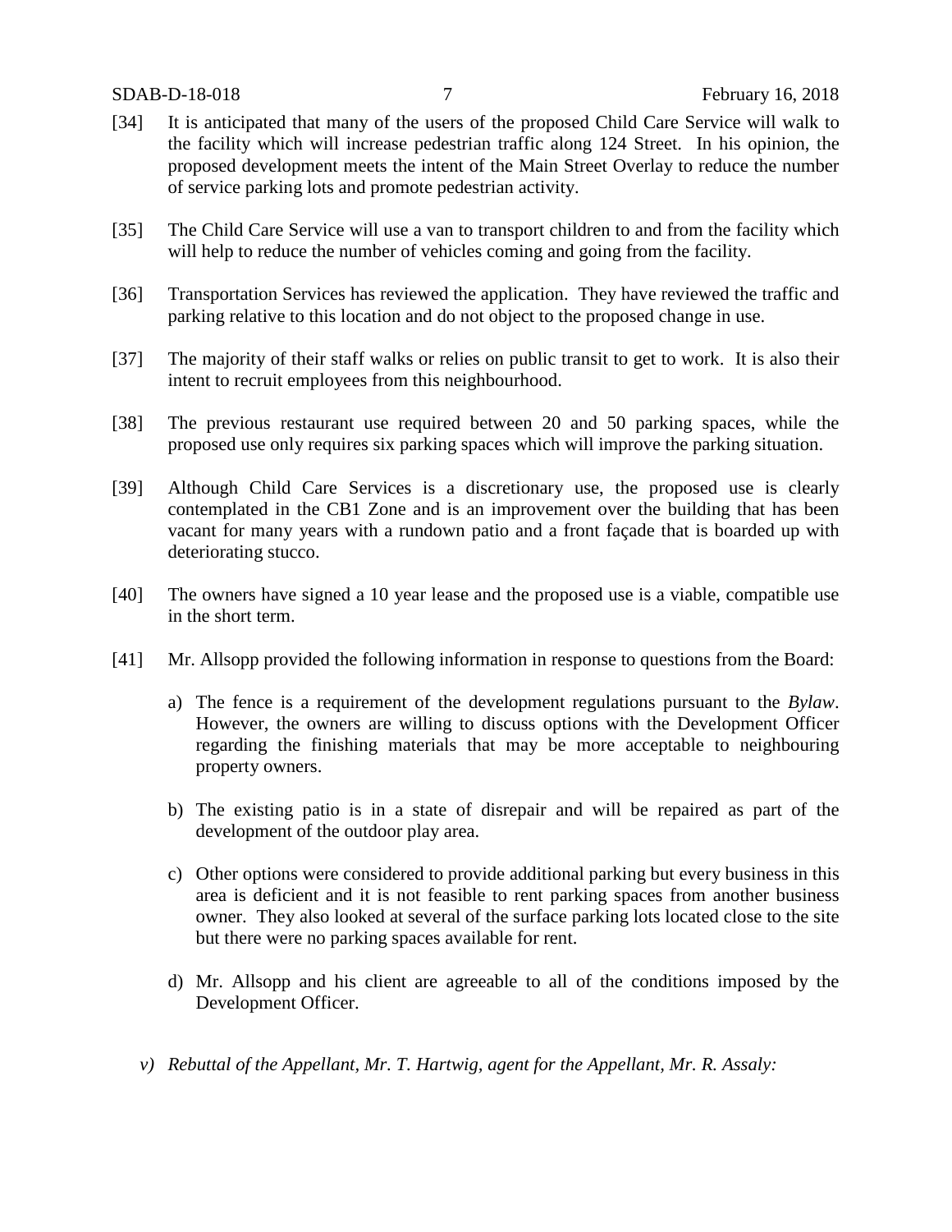[34] It is anticipated that many of the users of the proposed Child Care Service will walk to the facility which will increase pedestrian traffic along 124 Street. In his opinion, the proposed development meets the intent of the Main Street Overlay to reduce the number of service parking lots and promote pedestrian activity.

[35] The Child Care Service will use a van to transport children to and from the facility which will help to reduce the number of vehicles coming and going from the facility.

[36] Transportation Services has reviewed the application. They have reviewed the traffic and parking relative to this location and do not object to the proposed change in use.

[37] The majority of their staff walks or relies on public transit to get to work. It is also their intent to recruit employees from this neighbourhood.

[38] The previous restaurant use required between 20 and 50 parking spaces, while the proposed use only requires six parking spaces which will improve the parking situation.

[39] Although Child Care Services is a discretionary use, the proposed use is clearly contemplated in the CB1 Zone and is an improvement over the building that has been vacant for many years with a rundown patio and a front façade that is boarded up with deteriorating stucco.

[40] The owners have signed a 10 year lease and the proposed use is a viable, compatible use in the short term.

[41] Mr. Allsopp provided the following information in response to questions from the Board:

a) The fence is a requirement of the development regulations pursuant to the *Bylaw*. However, the owners are willing to discuss options with the Development Officer regarding the finishing materials that may be more acceptable to neighbouring property owners.

b) The existing patio is in a state of disrepair and will be repaired as part of the development of the outdoor play area.

c) Other options were considered to provide additional parking but every business in this area is deficient and it is not feasible to rent parking spaces from another business owner. They also looked at several of the surface parking lots located close to the site but there were no parking spaces available for rent.

d) Mr. Allsopp and his client are agreeable to all of the conditions imposed by the Development Officer.

*v) Rebuttal of the Appellant, Mr. T. Hartwig, agent for the Appellant, Mr. R. Assaly:*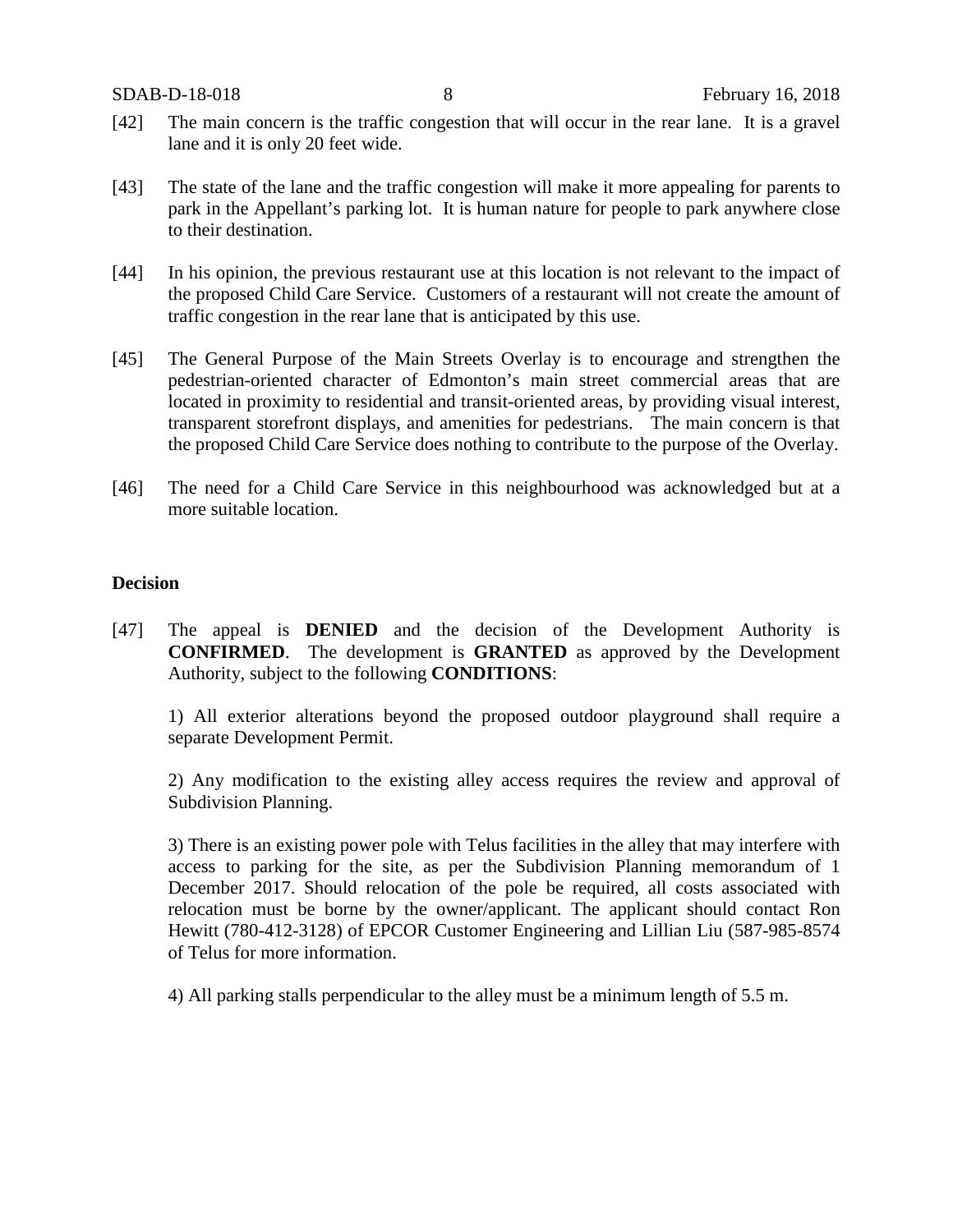[42] The main concern is the traffic congestion that will occur in the rear lane. It is a gravel lane and it is only 20 feet wide.

[43] The state of the lane and the traffic congestion will make it more appealing for parents to park in the Appellant's parking lot. It is human nature for people to park anywhere close to their destination.

[44] In his opinion, the previous restaurant use at this location is not relevant to the impact of the proposed Child Care Service. Customers of a restaurant will not create the amount of traffic congestion in the rear lane that is anticipated by this use.

[45] The General Purpose of the Main Streets Overlay is to encourage and strengthen the pedestrian-oriented character of Edmonton's main street commercial areas that are located in proximity to residential and transit-oriented areas, by providing visual interest, transparent storefront displays, and amenities for pedestrians. The main concern is that the proposed Child Care Service does nothing to contribute to the purpose of the Overlay.

[46] The need for a Child Care Service in this neighbourhood was acknowledged but at a more suitable location.

**Decision**

[47] The appeal is **DENIED** and the decision of the Development Authority is **CONFIRMED**. The development is **GRANTED** as approved by the Development Authority, subject to the following **CONDITIONS**:

1) All exterior alterations beyond the proposed outdoor playground shall require a separate Development Permit.

2) Any modification to the existing alley access requires the review and approval of Subdivision Planning.

3) There is an existing power pole with Telus facilities in the alley that may interfere with access to parking for the site, as per the Subdivision Planning memorandum of 1 December 2017. Should relocation of the pole be required, all costs associated with relocation must be borne by the owner/applicant. The applicant should contact Ron Hewitt (780-412-3128) of EPCOR Customer Engineering and Lillian Liu (587-985-8574 of Telus for more information.

4) All parking stalls perpendicular to the alley must be a minimum length of 5.5 m.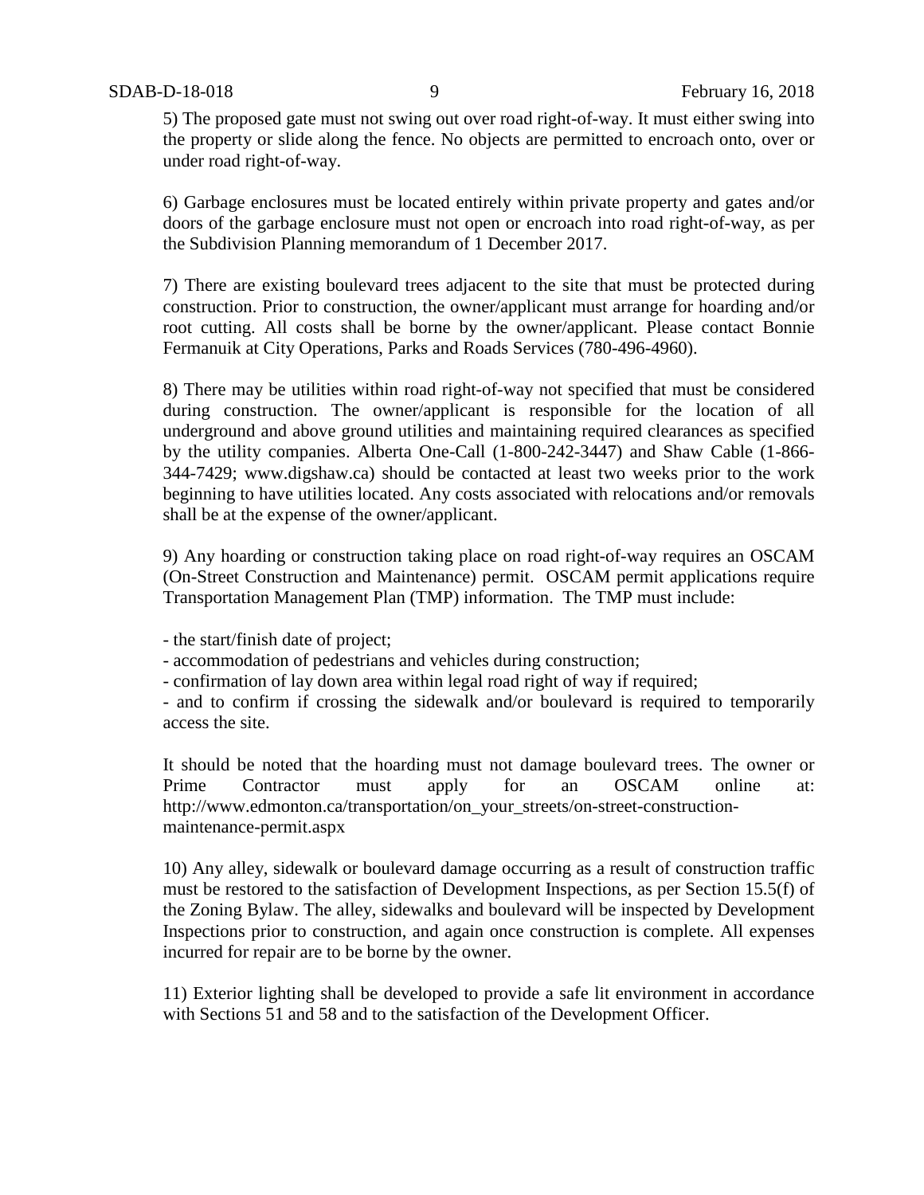5) The proposed gate must not swing out over road right-of-way. It must either swing into the property or slide along the fence. No objects are permitted to encroach onto, over or under road right-of-way.

6) Garbage enclosures must be located entirely within private property and gates and/or doors of the garbage enclosure must not open or encroach into road right-of-way, as per the Subdivision Planning memorandum of 1 December 2017.

7) There are existing boulevard trees adjacent to the site that must be protected during construction. Prior to construction, the owner/applicant must arrange for hoarding and/or root cutting. All costs shall be borne by the owner/applicant. Please contact Bonnie Fermanuik at City Operations, Parks and Roads Services (780-496-4960).

8) There may be utilities within road right-of-way not specified that must be considered during construction. The owner/applicant is responsible for the location of all underground and above ground utilities and maintaining required clearances as specified by the utility companies. Alberta One-Call (1-800-242-3447) and Shaw Cable (1-866-344-7429; www.digshaw.ca) should be contacted at least two weeks prior to the work beginning to have utilities located. Any costs associated with relocations and/or removals shall be at the expense of the owner/applicant.

9) Any hoarding or construction taking place on road right-of-way requires an OSCAM (On-Street Construction and Maintenance) permit. OSCAM permit applications require Transportation Management Plan (TMP) information. The TMP must include:

- the start/finish date of project;
- accommodation of pedestrians and vehicles during construction;
- confirmation of lay down area within legal road right of way if required;
- and to confirm if crossing the sidewalk and/or boulevard is required to temporarily access the site.

It should be noted that the hoarding must not damage boulevard trees. The owner or Prime Contractor must apply for an OSCAM online at: http://www.edmonton.ca/transportation/on_your_streets/on-street-construction-maintenance-permit.aspx

10) Any alley, sidewalk or boulevard damage occurring as a result of construction traffic must be restored to the satisfaction of Development Inspections, as per Section 15.5(f) of the Zoning Bylaw. The alley, sidewalks and boulevard will be inspected by Development Inspections prior to construction, and again once construction is complete. All expenses incurred for repair are to be borne by the owner.

11) Exterior lighting shall be developed to provide a safe lit environment in accordance with Sections 51 and 58 and to the satisfaction of the Development Officer.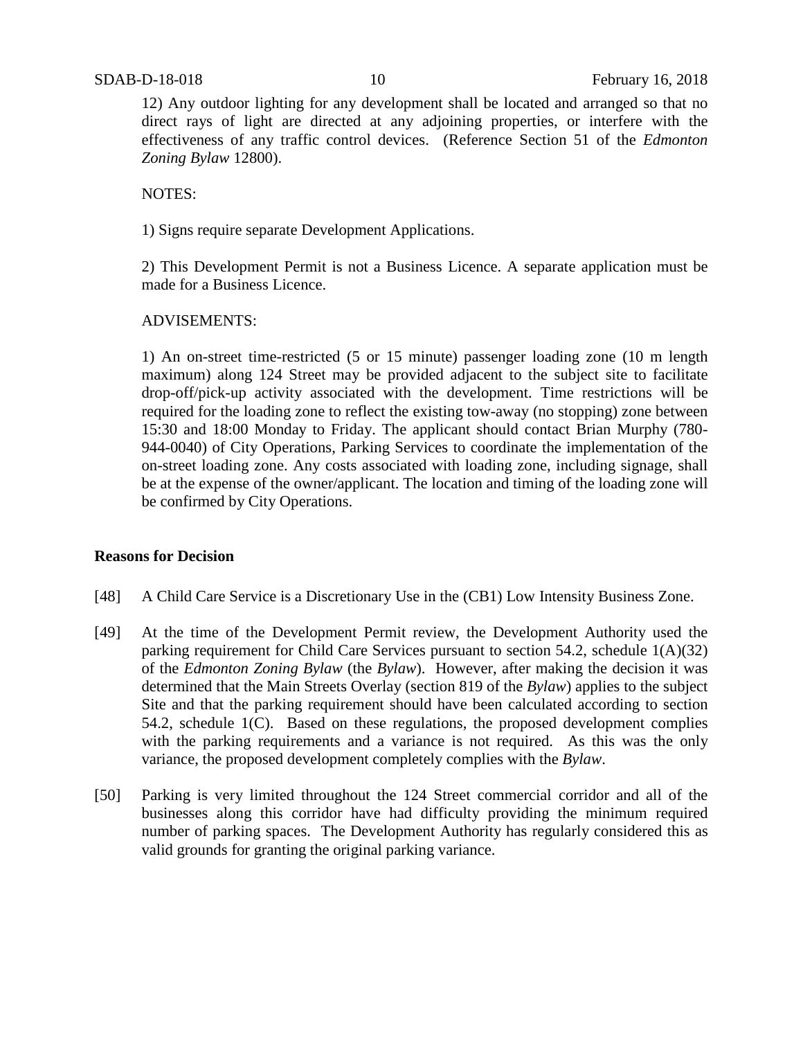12) Any outdoor lighting for any development shall be located and arranged so that no direct rays of light are directed at any adjoining properties, or interfere with the effectiveness of any traffic control devices. (Reference Section 51 of the *Edmonton Zoning Bylaw* 12800).

NOTES:

1) Signs require separate Development Applications.

2) This Development Permit is not a Business Licence. A separate application must be made for a Business Licence.

ADVISEMENTS:

1) An on-street time-restricted (5 or 15 minute) passenger loading zone (10 m length maximum) along 124 Street may be provided adjacent to the subject site to facilitate drop-off/pick-up activity associated with the development. Time restrictions will be required for the loading zone to reflect the existing tow-away (no stopping) zone between 15:30 and 18:00 Monday to Friday. The applicant should contact Brian Murphy (780-944-0040) of City Operations, Parking Services to coordinate the implementation of the on-street loading zone. Any costs associated with loading zone, including signage, shall be at the expense of the owner/applicant. The location and timing of the loading zone will be confirmed by City Operations.

**Reasons for Decision**

[48] A Child Care Service is a Discretionary Use in the (CB1) Low Intensity Business Zone.

[49] At the time of the Development Permit review, the Development Authority used the parking requirement for Child Care Services pursuant to section 54.2, schedule 1(A)(32) of the *Edmonton Zoning Bylaw* (the *Bylaw*). However, after making the decision it was determined that the Main Streets Overlay (section 819 of the *Bylaw*) applies to the subject Site and that the parking requirement should have been calculated according to section 54.2, schedule 1(C). Based on these regulations, the proposed development complies with the parking requirements and a variance is not required. As this was the only variance, the proposed development completely complies with the *Bylaw*.

[50] Parking is very limited throughout the 124 Street commercial corridor and all of the businesses along this corridor have had difficulty providing the minimum required number of parking spaces. The Development Authority has regularly considered this as valid grounds for granting the original parking variance.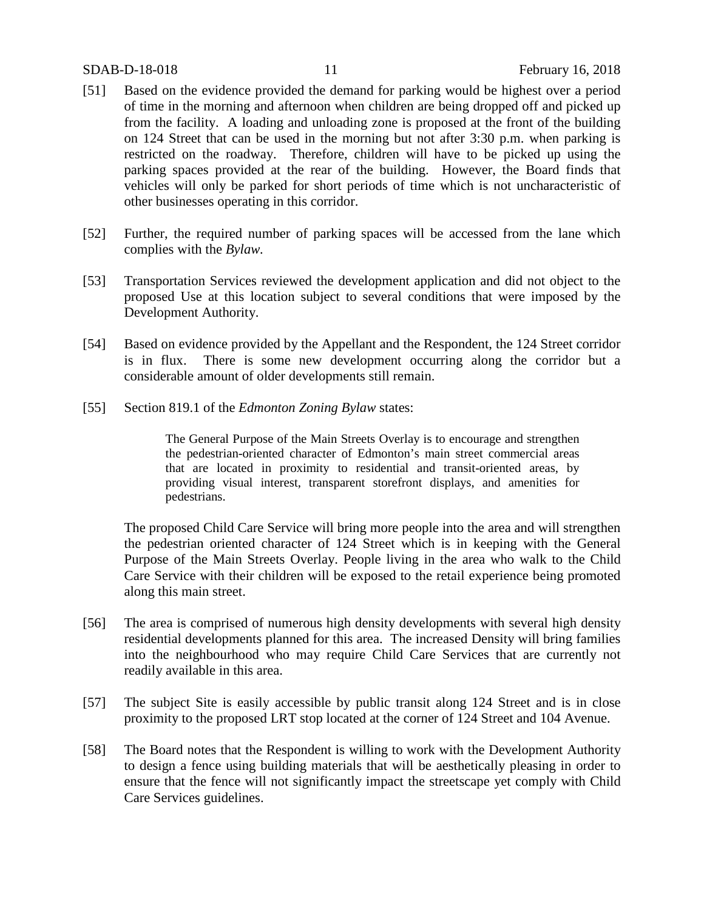[51] Based on the evidence provided the demand for parking would be highest over a period of time in the morning and afternoon when children are being dropped off and picked up from the facility. A loading and unloading zone is proposed at the front of the building on 124 Street that can be used in the morning but not after 3:30 p.m. when parking is restricted on the roadway. Therefore, children will have to be picked up using the parking spaces provided at the rear of the building. However, the Board finds that vehicles will only be parked for short periods of time which is not uncharacteristic of other businesses operating in this corridor.

[52] Further, the required number of parking spaces will be accessed from the lane which complies with the *Bylaw*.

[53] Transportation Services reviewed the development application and did not object to the proposed Use at this location subject to several conditions that were imposed by the Development Authority.

[54] Based on evidence provided by the Appellant and the Respondent, the 124 Street corridor is in flux. There is some new development occurring along the corridor but a considerable amount of older developments still remain.

[55] Section 819.1 of the *Edmonton Zoning Bylaw* states:

> The General Purpose of the Main Streets Overlay is to encourage and strengthen the pedestrian-oriented character of Edmonton's main street commercial areas that are located in proximity to residential and transit-oriented areas, by providing visual interest, transparent storefront displays, and amenities for pedestrians.

The proposed Child Care Service will bring more people into the area and will strengthen the pedestrian oriented character of 124 Street which is in keeping with the General Purpose of the Main Streets Overlay. People living in the area who walk to the Child Care Service with their children will be exposed to the retail experience being promoted along this main street.

[56] The area is comprised of numerous high density developments with several high density residential developments planned for this area. The increased Density will bring families into the neighbourhood who may require Child Care Services that are currently not readily available in this area.

[57] The subject Site is easily accessible by public transit along 124 Street and is in close proximity to the proposed LRT stop located at the corner of 124 Street and 104 Avenue.

[58] The Board notes that the Respondent is willing to work with the Development Authority to design a fence using building materials that will be aesthetically pleasing in order to ensure that the fence will not significantly impact the streetscape yet comply with Child Care Services guidelines.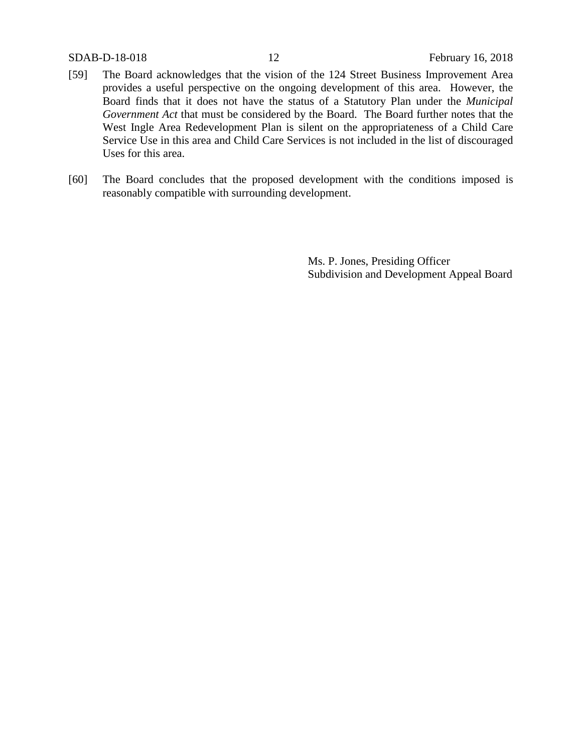[59] The Board acknowledges that the vision of the 124 Street Business Improvement Area provides a useful perspective on the ongoing development of this area. However, the Board finds that it does not have the status of a Statutory Plan under the *Municipal Government Act* that must be considered by the Board. The Board further notes that the West Ingle Area Redevelopment Plan is silent on the appropriateness of a Child Care Service Use in this area and Child Care Services is not included in the list of discouraged Uses for this area.

[60] The Board concludes that the proposed development with the conditions imposed is reasonably compatible with surrounding development.

Ms. P. Jones, Presiding Officer
Subdivision and Development Appeal Board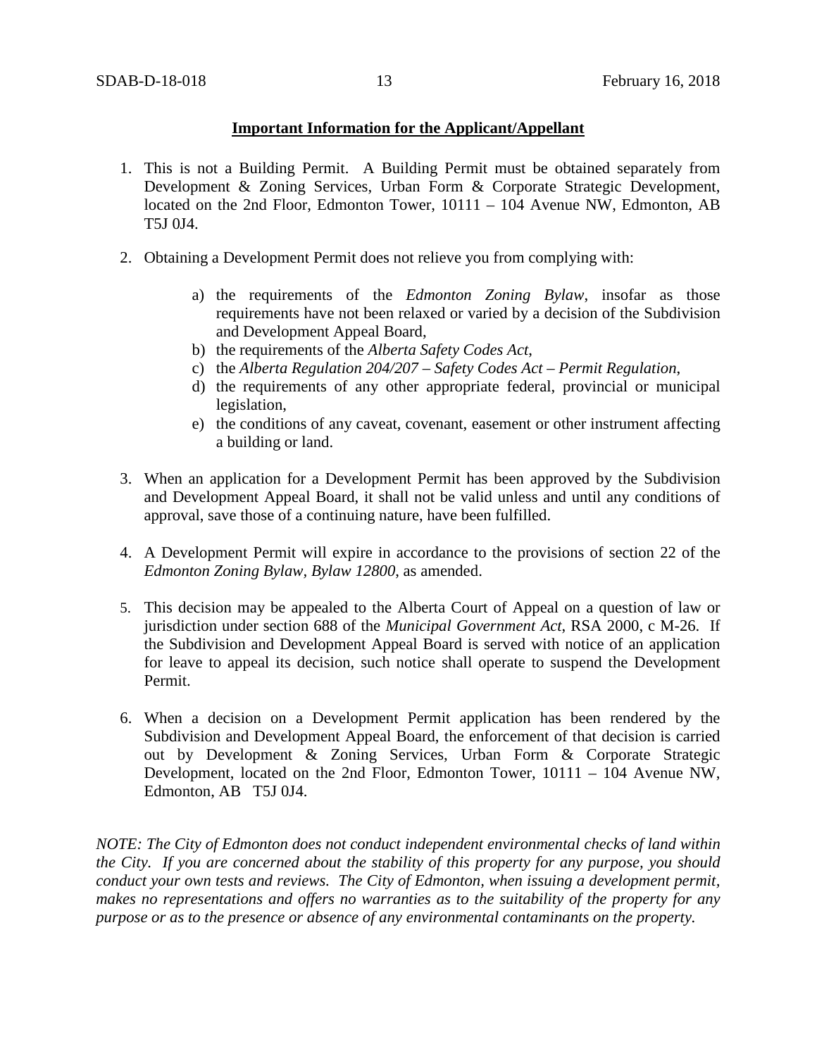**Important Information for the Applicant/Appellant**

1. This is not a Building Permit. A Building Permit must be obtained separately from Development & Zoning Services, Urban Form & Corporate Strategic Development, located on the 2nd Floor, Edmonton Tower, 10111 – 104 Avenue NW, Edmonton, AB T5J 0J4.

2. Obtaining a Development Permit does not relieve you from complying with:

    a) the requirements of the *Edmonton Zoning Bylaw*, insofar as those requirements have not been relaxed or varied by a decision of the Subdivision and Development Appeal Board,
    b) the requirements of the *Alberta Safety Codes Act*,
    c) the *Alberta Regulation 204/207 – Safety Codes Act – Permit Regulation*,
    d) the requirements of any other appropriate federal, provincial or municipal legislation,
    e) the conditions of any caveat, covenant, easement or other instrument affecting a building or land.

3. When an application for a Development Permit has been approved by the Subdivision and Development Appeal Board, it shall not be valid unless and until any conditions of approval, save those of a continuing nature, have been fulfilled.

4. A Development Permit will expire in accordance to the provisions of section 22 of the *Edmonton Zoning Bylaw, Bylaw 12800*, as amended.

5. This decision may be appealed to the Alberta Court of Appeal on a question of law or jurisdiction under section 688 of the *Municipal Government Act*, RSA 2000, c M-26. If the Subdivision and Development Appeal Board is served with notice of an application for leave to appeal its decision, such notice shall operate to suspend the Development Permit.

6. When a decision on a Development Permit application has been rendered by the Subdivision and Development Appeal Board, the enforcement of that decision is carried out by Development & Zoning Services, Urban Form & Corporate Strategic Development, located on the 2nd Floor, Edmonton Tower, 10111 – 104 Avenue NW, Edmonton, AB T5J 0J4.

*NOTE: The City of Edmonton does not conduct independent environmental checks of land within the City. If you are concerned about the stability of this property for any purpose, you should conduct your own tests and reviews. The City of Edmonton, when issuing a development permit, makes no representations and offers no warranties as to the suitability of the property for any purpose or as to the presence or absence of any environmental contaminants on the property.*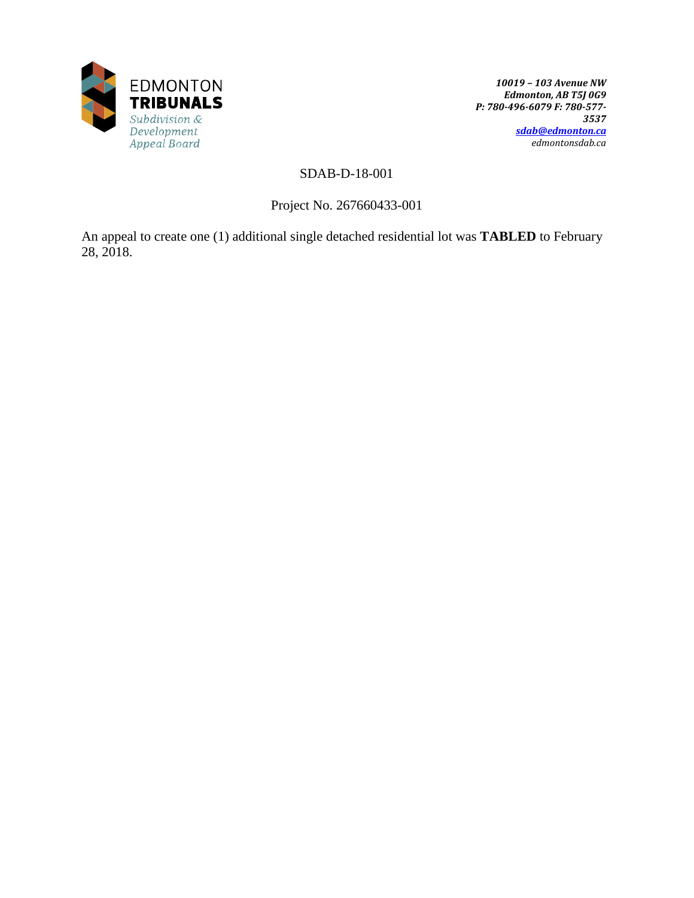EDMONTON
**TRIBUNALS**
*Subdivision & Development Appeal Board*

***10019 – 103 Avenue NW***
***Edmonton, AB T5J 0G9***
***P: 780-496-6079 F: 780-577-3537***
***sdab@edmonton.ca***
*edmontonsdab.ca*

SDAB-D-18-001

Project No. 267660433-001

An appeal to create one (1) additional single detached residential lot was **TABLED** to February 28, 2018.